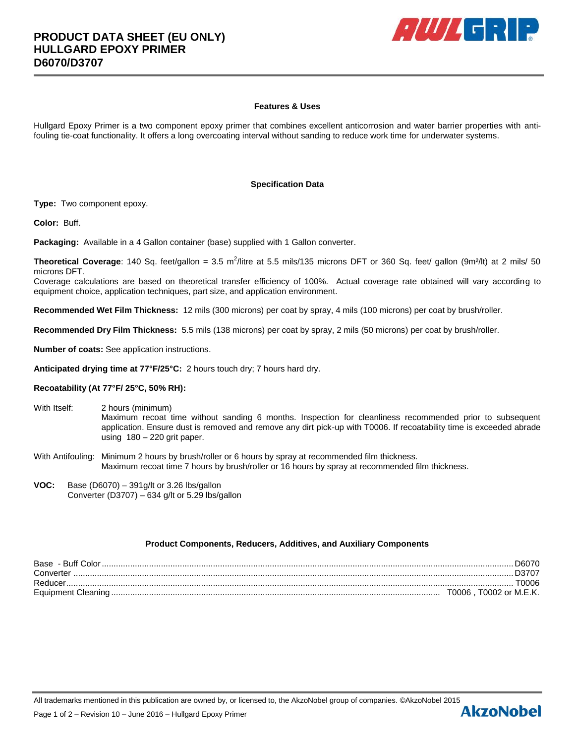# PRODUCT DATA SHEET (EU ONLY)
# HULLGARD EPOXY PRIMER
# D6070/D3707

## Features & Uses

Hullgard Epoxy Primer is a two component epoxy primer that combines excellent anticorrosion and water barrier properties with anti-fouling tie-coat functionality. It offers a long overcoating interval without sanding to reduce work time for underwater systems.

## Specification Data

**Type:** Two component epoxy.

**Color:** Buff.

**Packaging:** Available in a 4 Gallon container (base) supplied with 1 Gallon converter.

**Theoretical Coverage**: 140 Sq. feet/gallon = 3.5 $m^2$/litre at 5.5 mils/135 microns DFT or 360 Sq. feet/ gallon (9$m^2$/lt) at 2 mils/ 50 microns DFT.
Coverage calculations are based on theoretical transfer efficiency of 100%. Actual coverage rate obtained will vary according to equipment choice, application techniques, part size, and application environment.

**Recommended Wet Film Thickness:** 12 mils (300 microns) per coat by spray, 4 mils (100 microns) per coat by brush/roller.

**Recommended Dry Film Thickness:** 5.5 mils (138 microns) per coat by spray, 2 mils (50 microns) per coat by brush/roller.

**Number of coats:** See application instructions.

**Anticipated drying time at 77°F/25°C:** 2 hours touch dry; 7 hours hard dry.

**Recoatability (At 77°F/ 25°C, 50% RH):**

With Itself: 2 hours (minimum)
Maximum recoat time without sanding 6 months. Inspection for cleanliness recommended prior to subsequent application. Ensure dust is removed and remove any dirt pick-up with T0006. If recoatability time is exceeded abrade using 180 – 220 grit paper.

With Antifouling: Minimum 2 hours by brush/roller or 6 hours by spray at recommended film thickness.
Maximum recoat time 7 hours by brush/roller or 16 hours by spray at recommended film thickness.

**VOC:** Base (D6070) – 391g/lt or 3.26 lbs/gallon
Converter (D3707) – 634 g/lt or 5.29 lbs/gallon

## Product Components, Reducers, Additives, and Auxiliary Components

| Component | Product |
|---|---|
| Base - Buff Color | D6070 |
| Converter | D3707 |
| Reducer | T0006 |
| Equipment Cleaning | T0006 , T0002 or M.E.K. |

All trademarks mentioned in this publication are owned by, or licensed to, the AkzoNobel group of companies. ©AkzoNobel 2015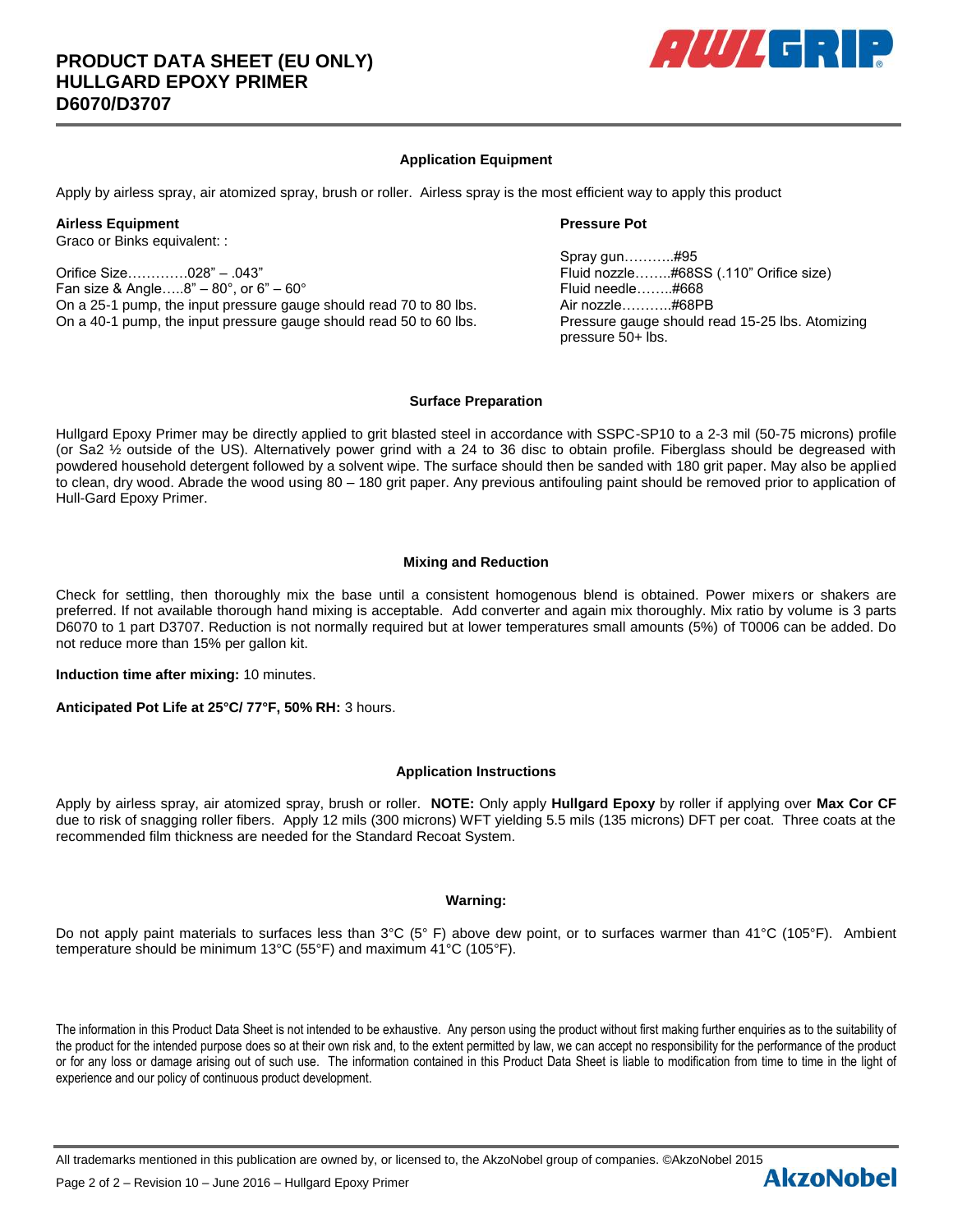## Application Equipment

Apply by airless spray, air atomized spray, brush or roller. Airless spray is the most efficient way to apply this product

**Airless Equipment**

Graco or Binks equivalent: :

Orifice Size………….028” – .043”
Fan size & Angle…..8” – 80°, or 6” – 60°
On a 25-1 pump, the input pressure gauge should read 70 to 80 lbs.
On a 40-1 pump, the input pressure gauge should read 50 to 60 lbs.

**Pressure Pot**

Spray gun………..#95
Fluid nozzle……..#68SS (.110” Orifice size)
Fluid needle……..#668
Air nozzle………..#68PB
Pressure gauge should read 15-25 lbs. Atomizing pressure 50+ lbs.

## Surface Preparation

Hullgard Epoxy Primer may be directly applied to grit blasted steel in accordance with SSPC-SP10 to a 2-3 mil (50-75 microns) profile (or Sa2 ½ outside of the US). Alternatively power grind with a 24 to 36 disc to obtain profile. Fiberglass should be degreased with powdered household detergent followed by a solvent wipe. The surface should then be sanded with 180 grit paper. May also be applied to clean, dry wood. Abrade the wood using 80 – 180 grit paper. Any previous antifouling paint should be removed prior to application of Hull-Gard Epoxy Primer.

## Mixing and Reduction

Check for settling, then thoroughly mix the base until a consistent homogenous blend is obtained. Power mixers or shakers are preferred. If not available thorough hand mixing is acceptable. Add converter and again mix thoroughly. Mix ratio by volume is 3 parts D6070 to 1 part D3707. Reduction is not normally required but at lower temperatures small amounts (5%) of T0006 can be added. Do not reduce more than 15% per gallon kit.

**Induction time after mixing:** 10 minutes.

**Anticipated Pot Life at 25°C/ 77°F, 50% RH:** 3 hours.

## Application Instructions

Apply by airless spray, air atomized spray, brush or roller. **NOTE:** Only apply **Hullgard Epoxy** by roller if applying over **Max Cor CF** due to risk of snagging roller fibers. Apply 12 mils (300 microns) WFT yielding 5.5 mils (135 microns) DFT per coat. Three coats at the recommended film thickness are needed for the Standard Recoat System.

## Warning:

Do not apply paint materials to surfaces less than 3°C (5° F) above dew point, or to surfaces warmer than 41°C (105°F). Ambient temperature should be minimum 13°C (55°F) and maximum 41°C (105°F).

The information in this Product Data Sheet is not intended to be exhaustive. Any person using the product without first making further enquiries as to the suitability of the product for the intended purpose does so at their own risk and, to the extent permitted by law, we can accept no responsibility for the performance of the product or for any loss or damage arising out of such use. The information contained in this Product Data Sheet is liable to modification from time to time in the light of experience and our policy of continuous product development.

All trademarks mentioned in this publication are owned by, or licensed to, the AkzoNobel group of companies. ©AkzoNobel 2015